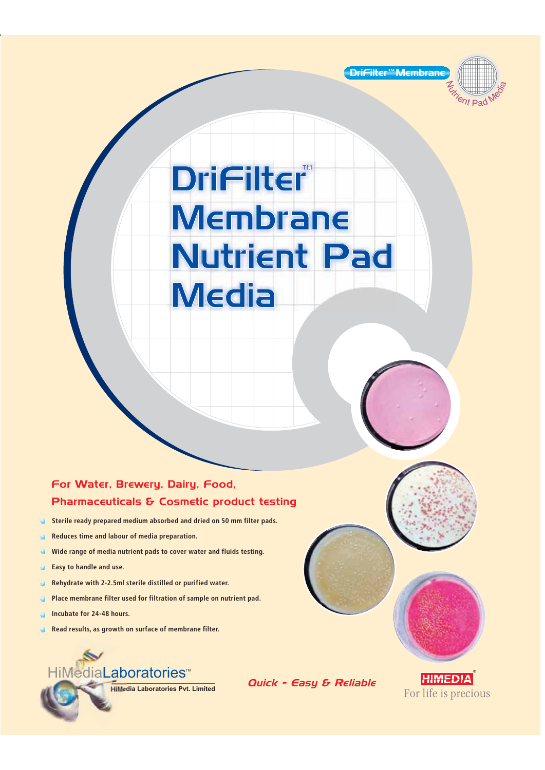DriFilter™ Membrane Nutrient Pad Media

# DriFilter™ Membrane Nutrient Pad Media

## For Water, Brewery, Dairy, Food, Pharmaceuticals & Cosmetic product testing

- Sterile ready prepared medium absorbed and dried on 50 mm filter pads.
- Reduces time and labour of media preparation.
- Wide range of media nutrient pads to cover water and fluids testing.
- Easy to handle and use.
- Rehydrate with 2-2.5ml sterile distilled or purified water.
- Place membrane filter used for filtration of sample on nutrient pad.
- Incubate for 24-48 hours.
- Read results, as growth on surface of membrane filter.

HiMediaLaboratories™
HiMedia Laboratories Pvt. Limited

*Quick - Easy & Reliable*

HIMEDIA®
For life is precious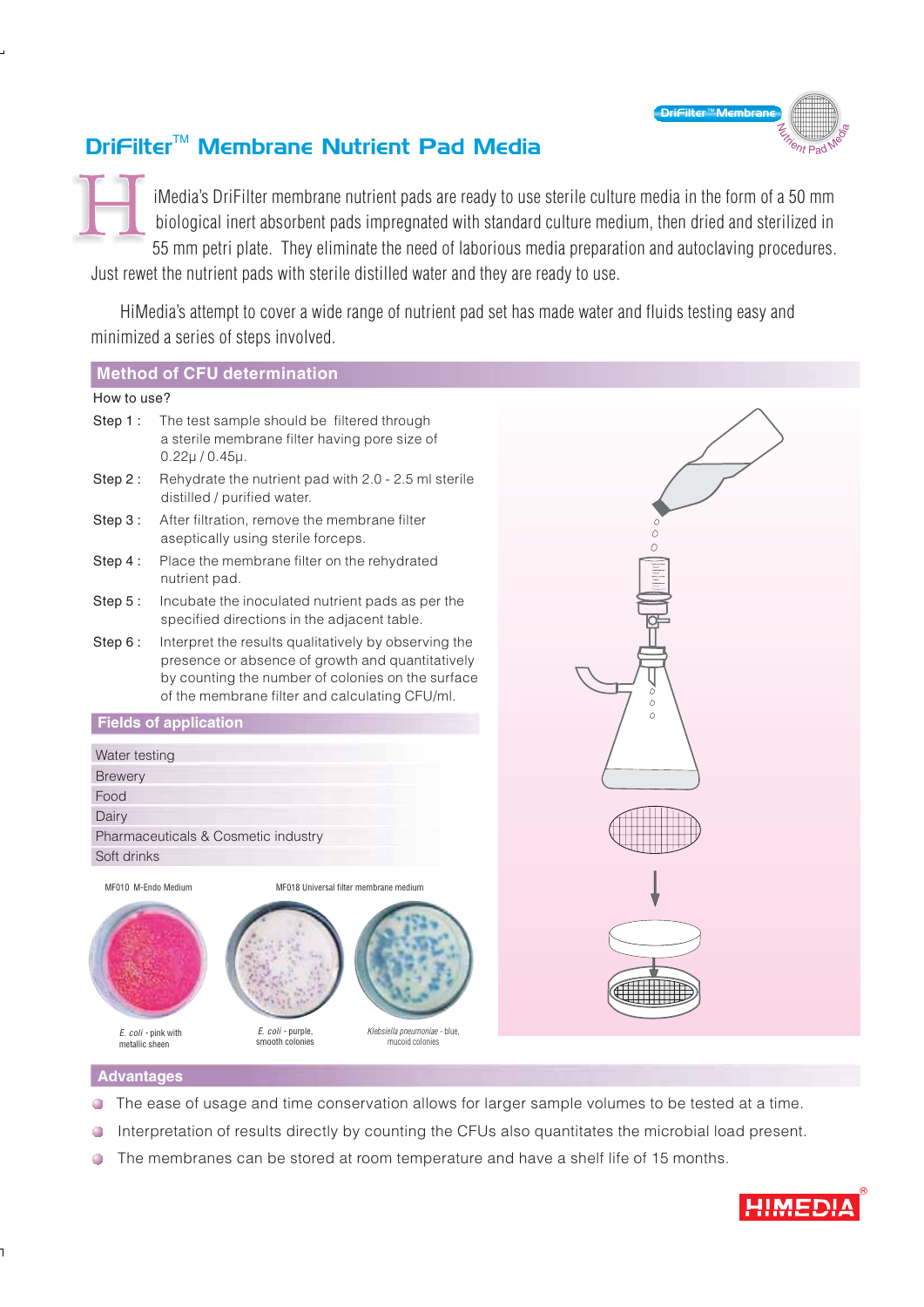# DriFilter™ Membrane Nutrient Pad Media

HiMedia's DriFilter membrane nutrient pads are ready to use sterile culture media in the form of a 50 mm biological inert absorbent pads impregnated with standard culture medium, then dried and sterilized in 55 mm petri plate. They eliminate the need of laborious media preparation and autoclaving procedures. Just rewet the nutrient pads with sterile distilled water and they are ready to use.

HiMedia's attempt to cover a wide range of nutrient pad set has made water and fluids testing easy and minimized a series of steps involved.

## Method of CFU determination

How to use?

- Step 1 : The test sample should be filtered through a sterile membrane filter having pore size of 0.22μ / 0.45μ.
- Step 2 : Rehydrate the nutrient pad with 2.0 - 2.5 ml sterile distilled / purified water.
- Step 3 : After filtration, remove the membrane filter aseptically using sterile forceps.
- Step 4 : Place the membrane filter on the rehydrated nutrient pad.
- Step 5 : Incubate the inoculated nutrient pads as per the specified directions in the adjacent table.
- Step 6 : Interpret the results qualitatively by observing the presence or absence of growth and quantitatively by counting the number of colonies on the surface of the membrane filter and calculating CFU/ml.

## Fields of application

- Water testing
- Brewery
- Food
- Dairy
- Pharmaceuticals & Cosmetic industry
- Soft drinks

MF010 M-Endo Medium

*E. coli* - pink with metallic sheen

MF018 Universal filter membrane medium

*E. coli* - purple, smooth colonies

*Klebsiella pneumoniae* - blue, mucoid colonies

## Advantages

- The ease of usage and time conservation allows for larger sample volumes to be tested at a time.
- Interpretation of results directly by counting the CFUs also quantitates the microbial load present.
- The membranes can be stored at room temperature and have a shelf life of 15 months.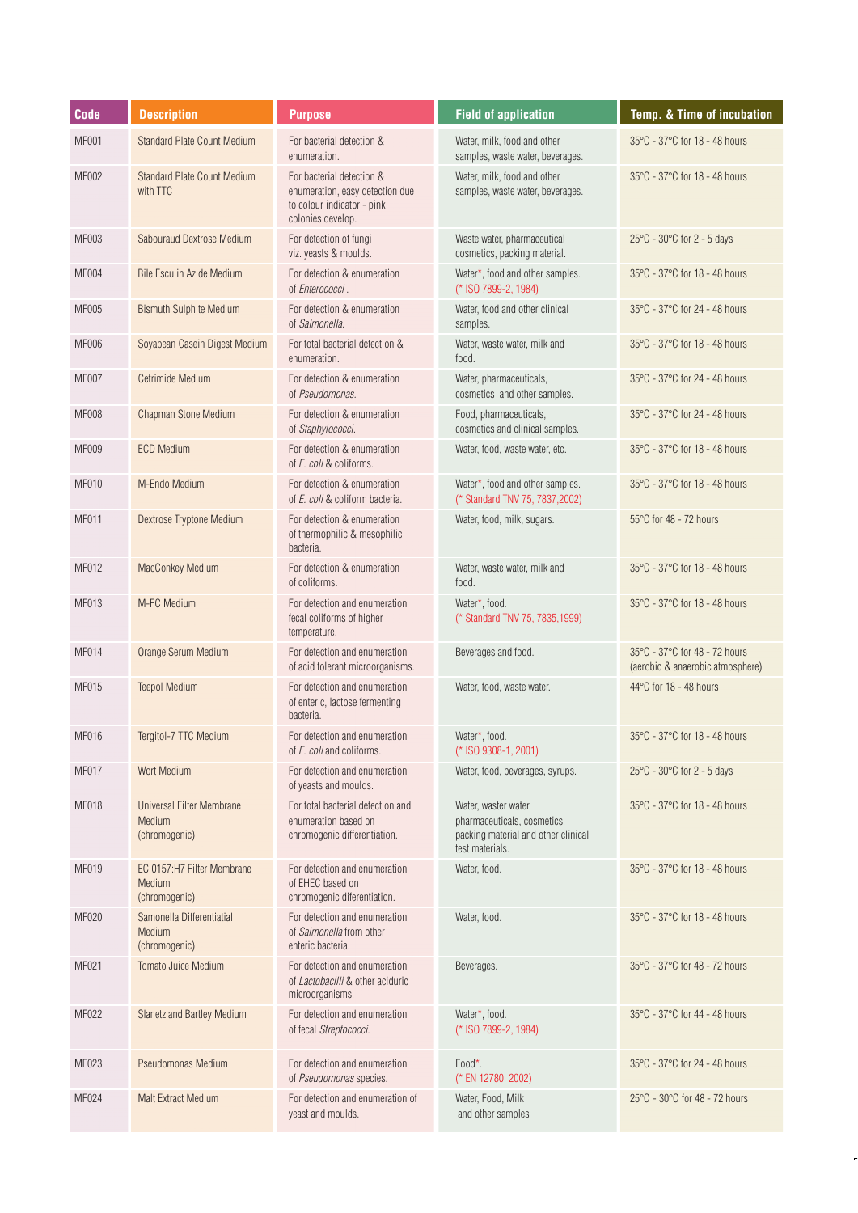| Code | Description | Purpose | Field of application | Temp. & Time of incubation |
|---|---|---|---|---|
| MF001 | Standard Plate Count Medium | For bacterial detection & enumeration. | Water, milk, food and other samples, waste water, beverages. | 35°C - 37°C for 18 - 48 hours |
| MF002 | Standard Plate Count Medium with TTC | For bacterial detection & enumeration, easy detection due to colour indicator - pink colonies develop. | Water, milk, food and other samples, waste water, beverages. | 35°C - 37°C for 18 - 48 hours |
| MF003 | Sabouraud Dextrose Medium | For detection of fungi viz. yeasts & moulds. | Waste water, pharmaceutical cosmetics, packing material. | 25°C - 30°C for 2 - 5 days |
| MF004 | Bile Esculin Azide Medium | For detection & enumeration of *Enterococci* . | Water*, food and other samples. (* ISO 7899-2, 1984) | 35°C - 37°C for 18 - 48 hours |
| MF005 | Bismuth Sulphite Medium | For detection & enumeration of *Salmonella*. | Water, food and other clinical samples. | 35°C - 37°C for 24 - 48 hours |
| MF006 | Soyabean Casein Digest Medium | For total bacterial detection & enumeration. | Water, waste water, milk and food. | 35°C - 37°C for 18 - 48 hours |
| MF007 | Cetrimide Medium | For detection & enumeration of *Pseudomonas*. | Water, pharmaceuticals, cosmetics and other samples. | 35°C - 37°C for 24 - 48 hours |
| MF008 | Chapman Stone Medium | For detection & enumeration of *Staphylococci*. | Food, pharmaceuticals, cosmetics and clinical samples. | 35°C - 37°C for 24 - 48 hours |
| MF009 | ECD Medium | For detection & enumeration of *E. coli* & coliforms. | Water, food, waste water, etc. | 35°C - 37°C for 18 - 48 hours |
| MF010 | M-Endo Medium | For detection & enumeration of *E. coli* & coliform bacteria. | Water*, food and other samples. (* Standard TNV 75, 7837,2002) | 35°C - 37°C for 18 - 48 hours |
| MF011 | Dextrose Tryptone Medium | For detection & enumeration of thermophilic & mesophilic bacteria. | Water, food, milk, sugars. | 55°C for 48 - 72 hours |
| MF012 | MacConkey Medium | For detection & enumeration of coliforms. | Water, waste water, milk and food. | 35°C - 37°C for 18 - 48 hours |
| MF013 | M-FC Medium | For detection and enumeration fecal coliforms of higher temperature. | Water*, food. (* Standard TNV 75, 7835,1999) | 35°C - 37°C for 18 - 48 hours |
| MF014 | Orange Serum Medium | For detection and enumeration of acid tolerant microorganisms. | Beverages and food. | 35°C - 37°C for 48 - 72 hours (aerobic & anaerobic atmosphere) |
| MF015 | Teepol Medium | For detection and enumeration of enteric, lactose fermenting bacteria. | Water, food, waste water. | 44°C for 18 - 48 hours |
| MF016 | Tergitol-7 TTC Medium | For detection and enumeration of *E. coli* and coliforms. | Water*, food. (* ISO 9308-1, 2001) | 35°C - 37°C for 18 - 48 hours |
| MF017 | Wort Medium | For detection and enumeration of yeasts and moulds. | Water, food, beverages, syrups. | 25°C - 30°C for 2 - 5 days |
| MF018 | Universal Filter Membrane Medium (chromogenic) | For total bacterial detection and enumeration based on chromogenic differentiation. | Water, waster water, pharmaceuticals, cosmetics, packing material and other clinical test materials. | 35°C - 37°C for 18 - 48 hours |
| MF019 | EC 0157:H7 Filter Membrane Medium (chromogenic) | For detection and enumeration of EHEC based on chromogenic diferentiation. | Water, food. | 35°C - 37°C for 18 - 48 hours |
| MF020 | Samonella Differentiatial Medium (chromogenic) | For detection and enumeration of *Salmonella* from other enteric bacteria. | Water, food. | 35°C - 37°C for 18 - 48 hours |
| MF021 | Tomato Juice Medium | For detection and enumeration of *Lactobacilli* & other aciduric microorganisms. | Beverages. | 35°C - 37°C for 48 - 72 hours |
| MF022 | Slanetz and Bartley Medium | For detection and enumeration of fecal *Streptococci*. | Water*, food. (* ISO 7899-2, 1984) | 35°C - 37°C for 44 - 48 hours |
| MF023 | Pseudomonas Medium | For detection and enumeration of *Pseudomonas* species. | Food*. (* EN 12780, 2002) | 35°C - 37°C for 24 - 48 hours |
| MF024 | Malt Extract Medium | For detection and enumeration of yeast and moulds. | Water, Food, Milk and other samples | 25°C - 30°C for 48 - 72 hours |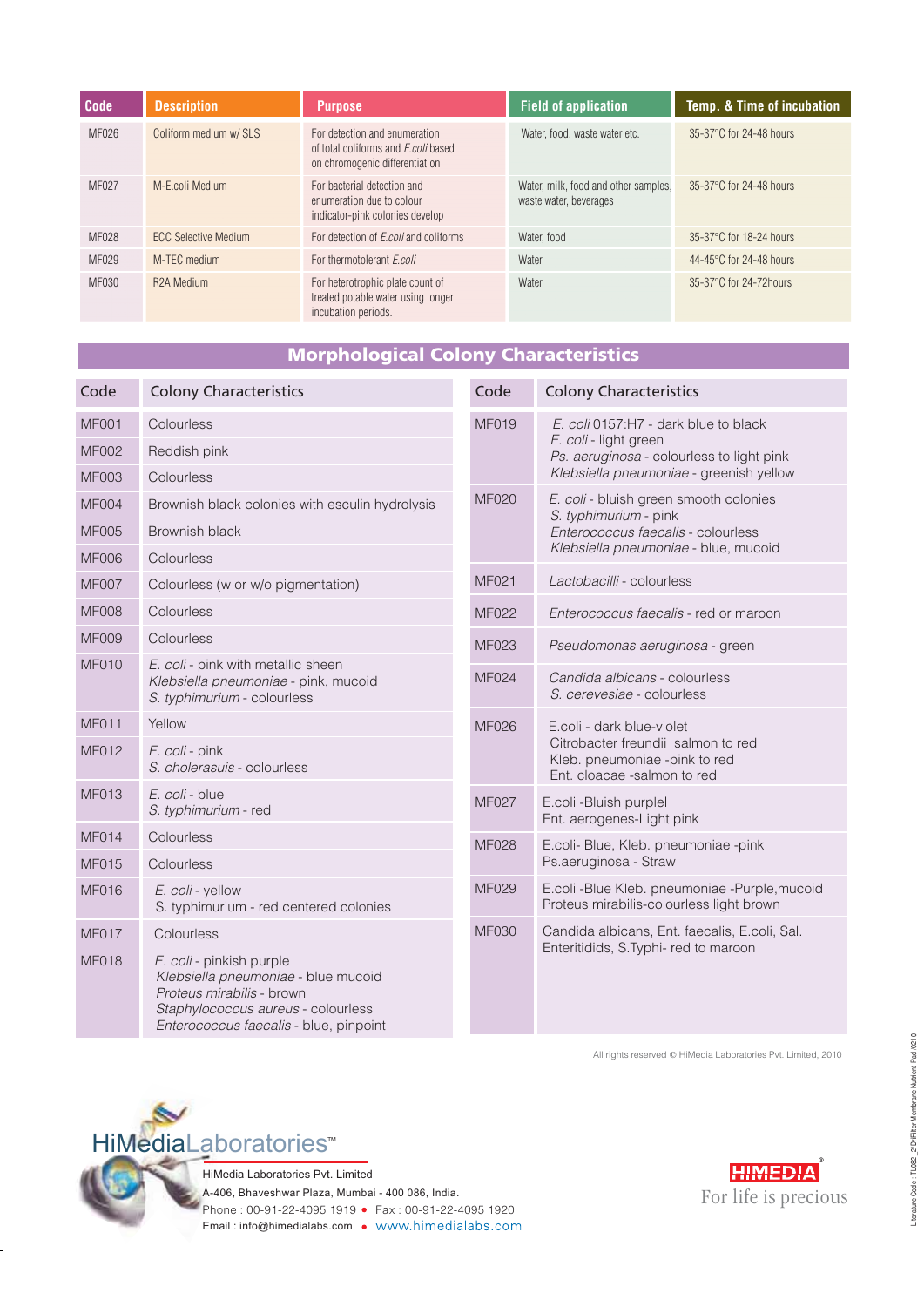| Code | Description | Purpose | Field of application | Temp. & Time of incubation |
|---|---|---|---|---|
| MF026 | Coliform medium w/ SLS | For detection and enumeration of total coliforms and *E.coli* based on chromogenic differentiation | Water, food, waste water etc. | 35-37°C for 24-48 hours |
| MF027 | M-E.coli Medium | For bacterial detection and enumeration due to colour indicator-pink colonies develop | Water, milk, food and other samples, waste water, beverages | 35-37°C for 24-48 hours |
| MF028 | ECC Selective Medium | For detection of *E.coli* and coliforms | Water, food | 35-37°C for 18-24 hours |
| MF029 | M-TEC medium | For thermotolerant *E.coli* | Water | 44-45°C for 24-48 hours |
| MF030 | R2A Medium | For heterotrophic plate count of treated potable water using longer incubation periods. | Water | 35-37°C for 24-72hours |

## Morphological Colony Characteristics

| Code | Colony Characteristics |
|---|---|
| MF001 | Colourless |
| MF002 | Reddish pink |
| MF003 | Colourless |
| MF004 | Brownish black colonies with esculin hydrolysis |
| MF005 | Brownish black |
| MF006 | Colourless |
| MF007 | Colourless (w or w/o pigmentation) |
| MF008 | Colourless |
| MF009 | Colourless |
| MF010 | *E. coli* - pink with metallic sheen<br>*Klebsiella pneumoniae* - pink, mucoid<br>*S. typhimurium* - colourless |
| MF011 | Yellow |
| MF012 | *E. coli* - pink<br>*S. cholerasuis* - colourless |
| MF013 | *E. coli* - blue<br>*S. typhimurium* - red |
| MF014 | Colourless |
| MF015 | Colourless |
| MF016 | *E. coli* - yellow<br>S. typhimurium - red centered colonies |
| MF017 | Colourless |
| MF018 | *E. coli* - pinkish purple<br>*Klebsiella pneumoniae* - blue mucoid<br>*Proteus mirabilis* - brown<br>*Staphylococcus aureus* - colourless<br>*Enterococcus faecalis* - blue, pinpoint |
| MF019 | *E. coli* 0157:H7 - dark blue to black<br>*E. coli* - light green<br>*Ps. aeruginosa* - colourless to light pink<br>*Klebsiella pneumoniae* - greenish yellow |
| MF020 | *E. coli* - bluish green smooth colonies<br>*S. typhimurium* - pink<br>*Enterococcus faecalis* - colourless<br>*Klebsiella pneumoniae* - blue, mucoid |
| MF021 | *Lactobacilli* - colourless |
| MF022 | *Enterococcus faecalis* - red or maroon |
| MF023 | *Pseudomonas aeruginosa* - green |
| MF024 | *Candida albicans* - colourless<br>*S. cerevesiae* - colourless |
| MF026 | E.coli - dark blue-violet<br>Citrobacter freundii salmon to red<br>Kleb. pneumoniae -pink to red<br>Ent. cloacae -salmon to red |
| MF027 | E.coli -Bluish purplel<br>Ent. aerogenes-Light pink |
| MF028 | E.coli- Blue, Kleb. pneumoniae -pink<br>Ps.aeruginosa - Straw |
| MF029 | E.coli -Blue Kleb. pneumoniae -Purple,mucoid<br>Proteus mirabilis-colourless light brown |
| MF030 | Candida albicans, Ent. faecalis, E.coli, Sal. Enteritidids, S.Typhi- red to maroon |

All rights reserved © HiMedia Laboratories Pvt. Limited, 2010

HiMediaLaboratories™

HiMedia Laboratories Pvt. Limited
A-406, Bhaveshwar Plaza, Mumbai - 400 086, India.
Phone : 00-91-22-4095 1919 • Fax : 00-91-22-4095 1920
Email : info@himedialabs.com • www.himedialabs.com

HIMEDIA®
For life is precious

Literature Code : TL082_2/DiFilter Membrane Nutrient Pad /0210